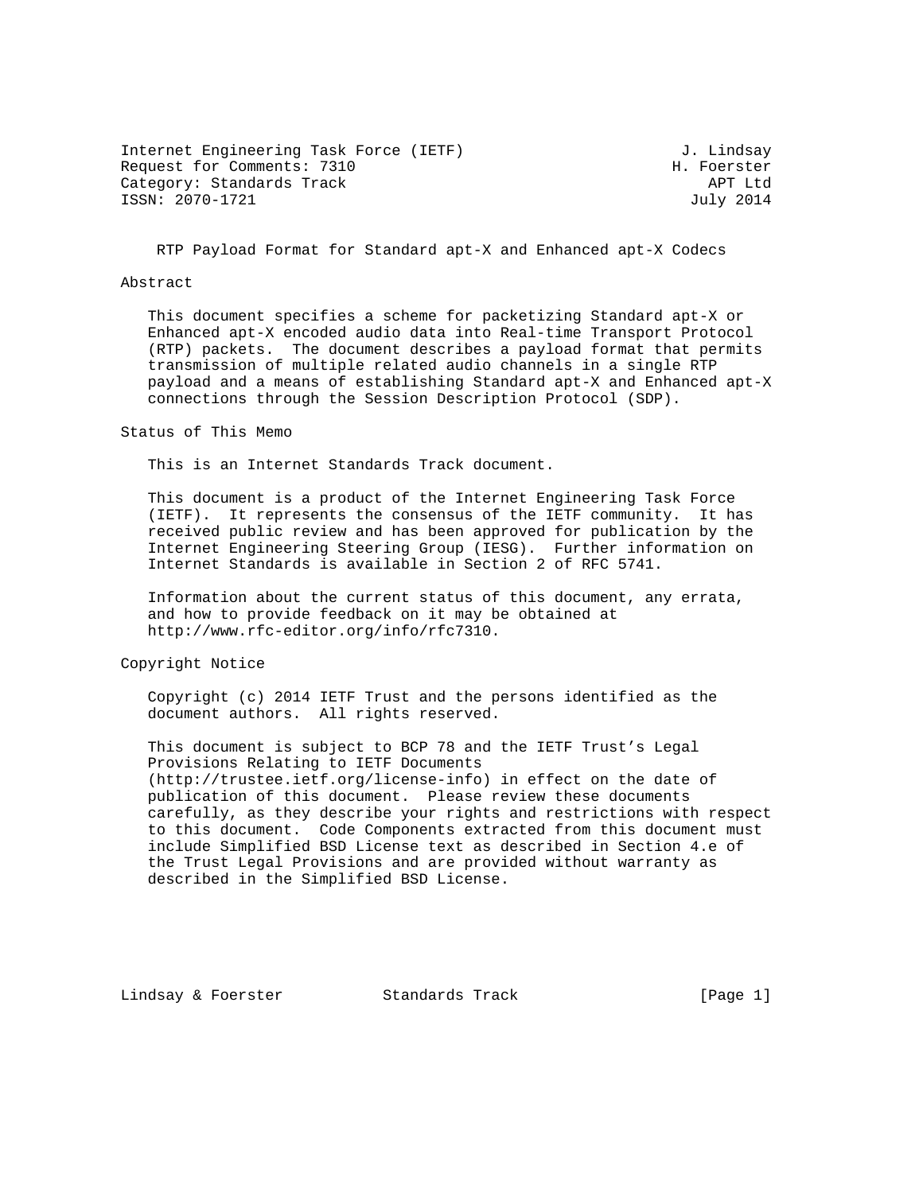Internet Engineering Task Force (IETF) J. Lindsay
Request for Comments: 7310 H. Foerster
Category: Standards Track APT Ltd
ISSN: 2070-1721 July 2014

# RTP Payload Format for Standard apt-X and Enhanced apt-X Codecs

## Abstract

This document specifies a scheme for packetizing Standard apt-X or Enhanced apt-X encoded audio data into Real-time Transport Protocol (RTP) packets. The document describes a payload format that permits transmission of multiple related audio channels in a single RTP payload and a means of establishing Standard apt-X and Enhanced apt-X connections through the Session Description Protocol (SDP).

## Status of This Memo

This is an Internet Standards Track document.

This document is a product of the Internet Engineering Task Force (IETF). It represents the consensus of the IETF community. It has received public review and has been approved for publication by the Internet Engineering Steering Group (IESG). Further information on Internet Standards is available in Section 2 of RFC 5741.

Information about the current status of this document, any errata, and how to provide feedback on it may be obtained at http://www.rfc-editor.org/info/rfc7310.

## Copyright Notice

Copyright (c) 2014 IETF Trust and the persons identified as the document authors. All rights reserved.

This document is subject to BCP 78 and the IETF Trust's Legal Provisions Relating to IETF Documents (http://trustee.ietf.org/license-info) in effect on the date of publication of this document. Please review these documents carefully, as they describe your rights and restrictions with respect to this document. Code Components extracted from this document must include Simplified BSD License text as described in Section 4.e of the Trust Legal Provisions and are provided without warranty as described in the Simplified BSD License.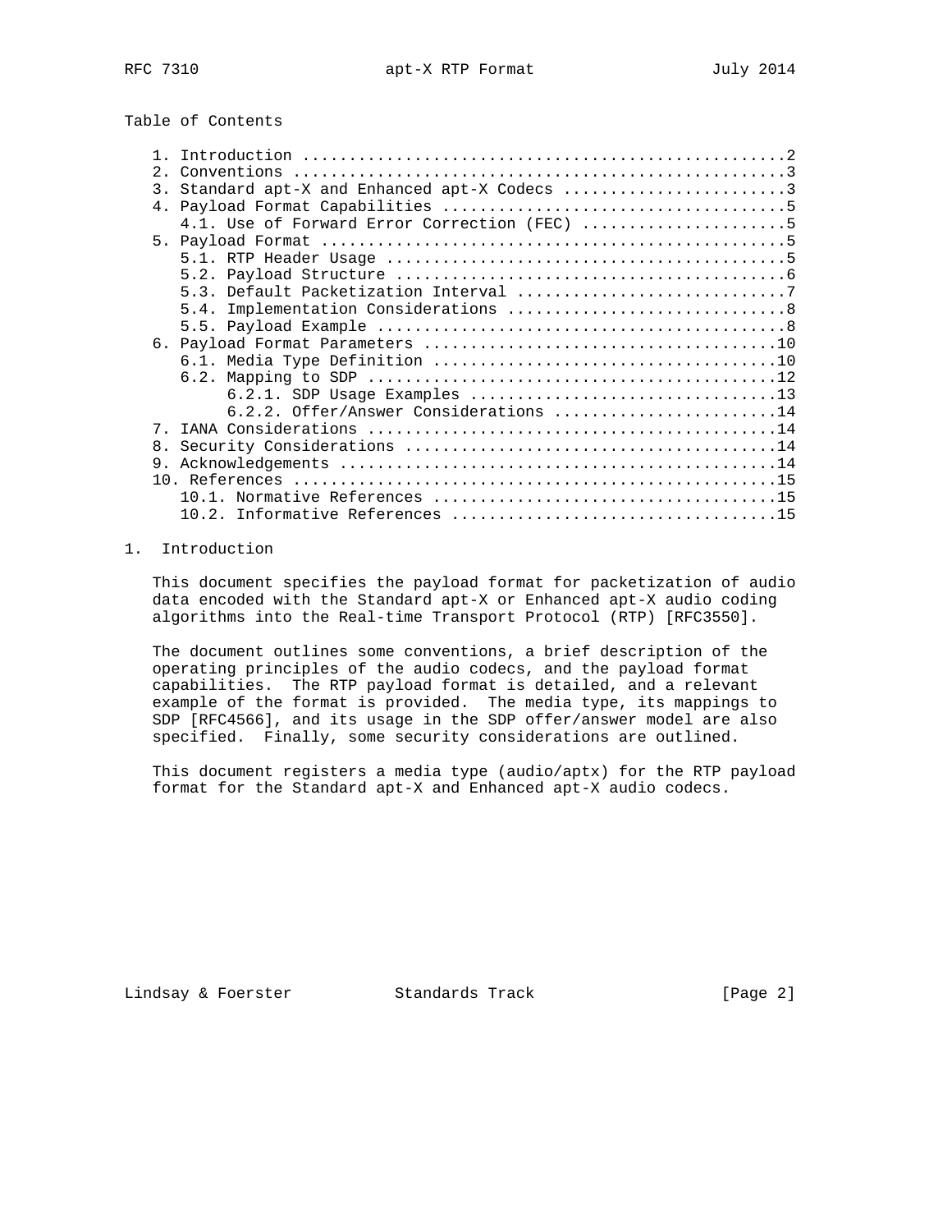Table of Contents

```
   1. Introduction ....................................................2
   2. Conventions .....................................................3
   3. Standard apt-X and Enhanced apt-X Codecs ........................3
   4. Payload Format Capabilities .....................................5
      4.1. Use of Forward Error Correction (FEC) ......................5
   5. Payload Format ..................................................5
      5.1. RTP Header Usage ...........................................5
      5.2. Payload Structure ..........................................6
      5.3. Default Packetization Interval .............................7
      5.4. Implementation Considerations ..............................8
      5.5. Payload Example ............................................8
   6. Payload Format Parameters ......................................10
      6.1. Media Type Definition .....................................10
      6.2. Mapping to SDP ............................................12
           6.2.1. SDP Usage Examples .................................13
           6.2.2. Offer/Answer Considerations ........................14
   7. IANA Considerations ............................................14
   8. Security Considerations ........................................14
   9. Acknowledgements ...............................................14
   10. References ....................................................15
      10.1. Normative References .....................................15
      10.2. Informative References ...................................15
```

# 1. Introduction

This document specifies the payload format for packetization of audio data encoded with the Standard apt-X or Enhanced apt-X audio coding algorithms into the Real-time Transport Protocol (RTP) [RFC3550].

The document outlines some conventions, a brief description of the operating principles of the audio codecs, and the payload format capabilities. The RTP payload format is detailed, and a relevant example of the format is provided. The media type, its mappings to SDP [RFC4566], and its usage in the SDP offer/answer model are also specified. Finally, some security considerations are outlined.

This document registers a media type (audio/aptx) for the RTP payload format for the Standard apt-X and Enhanced apt-X audio codecs.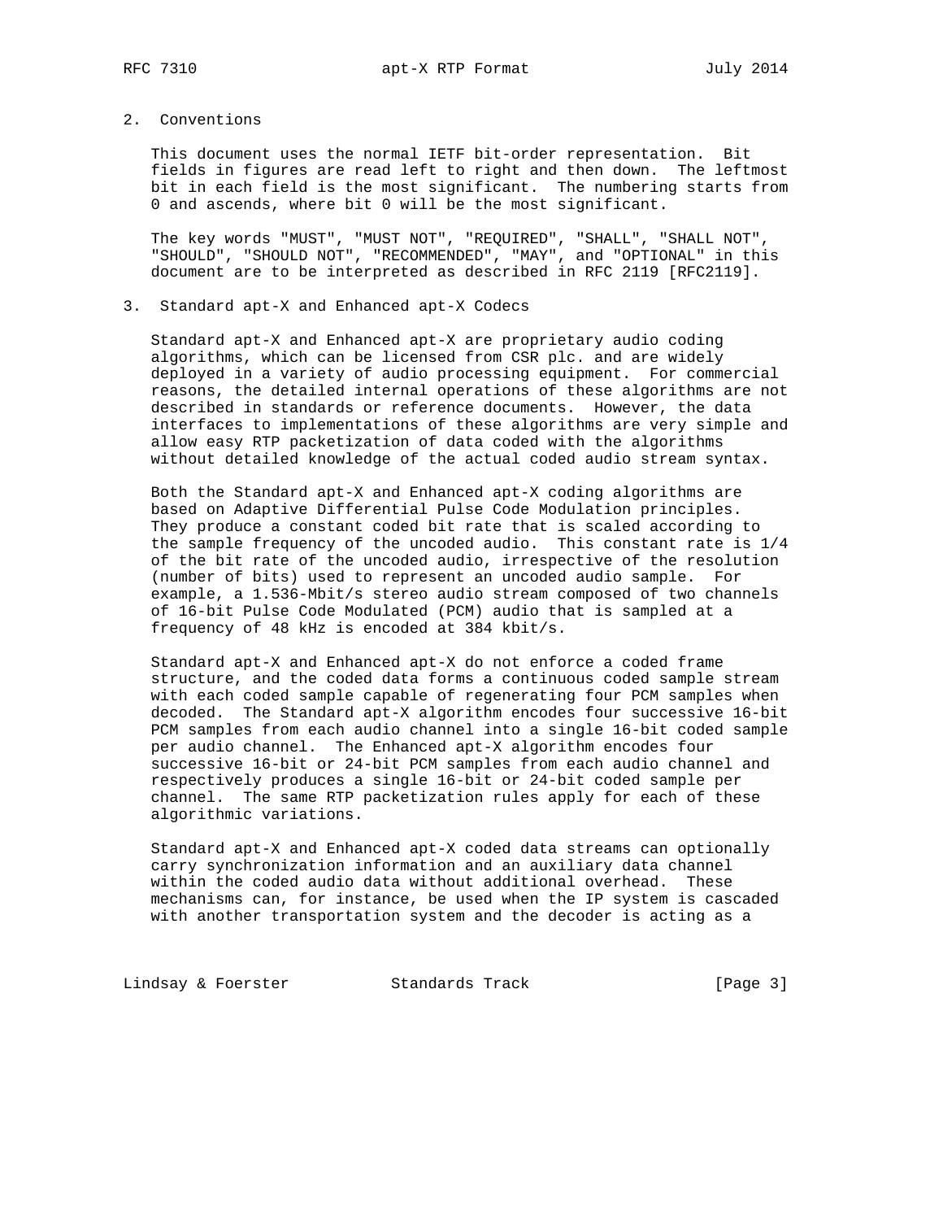## 2. Conventions

This document uses the normal IETF bit-order representation. Bit fields in figures are read left to right and then down. The leftmost bit in each field is the most significant. The numbering starts from 0 and ascends, where bit 0 will be the most significant.

The key words "MUST", "MUST NOT", "REQUIRED", "SHALL", "SHALL NOT", "SHOULD", "SHOULD NOT", "RECOMMENDED", "MAY", and "OPTIONAL" in this document are to be interpreted as described in RFC 2119 [RFC2119].

## 3. Standard apt-X and Enhanced apt-X Codecs

Standard apt-X and Enhanced apt-X are proprietary audio coding algorithms, which can be licensed from CSR plc. and are widely deployed in a variety of audio processing equipment. For commercial reasons, the detailed internal operations of these algorithms are not described in standards or reference documents. However, the data interfaces to implementations of these algorithms are very simple and allow easy RTP packetization of data coded with the algorithms without detailed knowledge of the actual coded audio stream syntax.

Both the Standard apt-X and Enhanced apt-X coding algorithms are based on Adaptive Differential Pulse Code Modulation principles. They produce a constant coded bit rate that is scaled according to the sample frequency of the uncoded audio. This constant rate is 1/4 of the bit rate of the uncoded audio, irrespective of the resolution (number of bits) used to represent an uncoded audio sample. For example, a 1.536-Mbit/s stereo audio stream composed of two channels of 16-bit Pulse Code Modulated (PCM) audio that is sampled at a frequency of 48 kHz is encoded at 384 kbit/s.

Standard apt-X and Enhanced apt-X do not enforce a coded frame structure, and the coded data forms a continuous coded sample stream with each coded sample capable of regenerating four PCM samples when decoded. The Standard apt-X algorithm encodes four successive 16-bit PCM samples from each audio channel into a single 16-bit coded sample per audio channel. The Enhanced apt-X algorithm encodes four successive 16-bit or 24-bit PCM samples from each audio channel and respectively produces a single 16-bit or 24-bit coded sample per channel. The same RTP packetization rules apply for each of these algorithmic variations.

Standard apt-X and Enhanced apt-X coded data streams can optionally carry synchronization information and an auxiliary data channel within the coded audio data without additional overhead. These mechanisms can, for instance, be used when the IP system is cascaded with another transportation system and the decoder is acting as a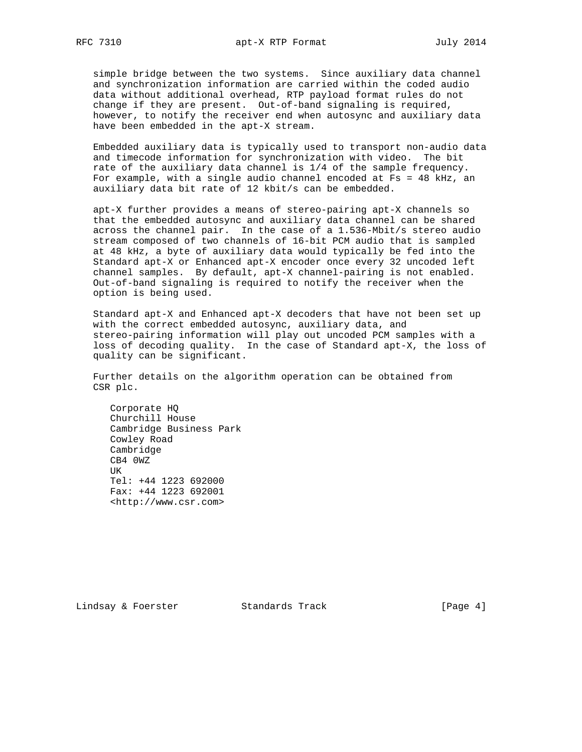simple bridge between the two systems. Since auxiliary data channel and synchronization information are carried within the coded audio data without additional overhead, RTP payload format rules do not change if they are present. Out-of-band signaling is required, however, to notify the receiver end when autosync and auxiliary data have been embedded in the apt-X stream.

Embedded auxiliary data is typically used to transport non-audio data and timecode information for synchronization with video. The bit rate of the auxiliary data channel is 1/4 of the sample frequency. For example, with a single audio channel encoded at Fs = 48 kHz, an auxiliary data bit rate of 12 kbit/s can be embedded.

apt-X further provides a means of stereo-pairing apt-X channels so that the embedded autosync and auxiliary data channel can be shared across the channel pair. In the case of a 1.536-Mbit/s stereo audio stream composed of two channels of 16-bit PCM audio that is sampled at 48 kHz, a byte of auxiliary data would typically be fed into the Standard apt-X or Enhanced apt-X encoder once every 32 uncoded left channel samples. By default, apt-X channel-pairing is not enabled. Out-of-band signaling is required to notify the receiver when the option is being used.

Standard apt-X and Enhanced apt-X decoders that have not been set up with the correct embedded autosync, auxiliary data, and stereo-pairing information will play out uncoded PCM samples with a loss of decoding quality. In the case of Standard apt-X, the loss of quality can be significant.

Further details on the algorithm operation can be obtained from CSR plc.

Corporate HQ
Churchill House
Cambridge Business Park
Cowley Road
Cambridge
CB4 0WZ
UK
Tel: +44 1223 692000
Fax: +44 1223 692001
<http://www.csr.com>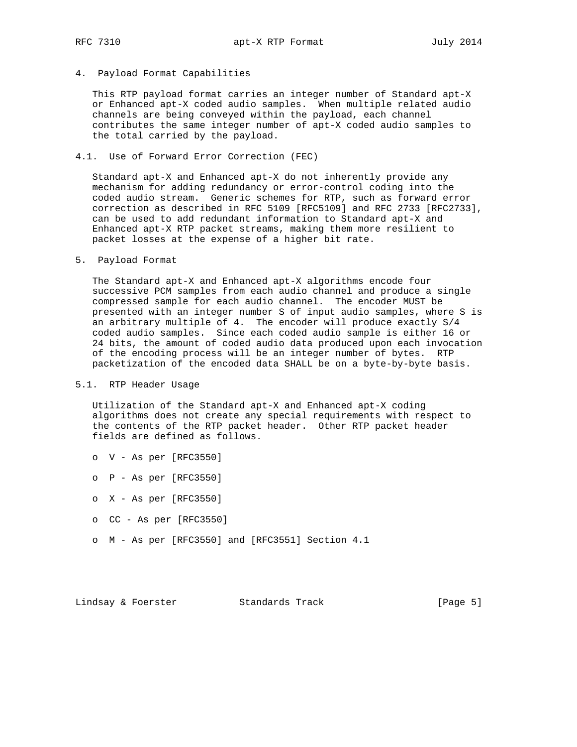## 4. Payload Format Capabilities

This RTP payload format carries an integer number of Standard apt-X or Enhanced apt-X coded audio samples. When multiple related audio channels are being conveyed within the payload, each channel contributes the same integer number of apt-X coded audio samples to the total carried by the payload.

### 4.1. Use of Forward Error Correction (FEC)

Standard apt-X and Enhanced apt-X do not inherently provide any mechanism for adding redundancy or error-control coding into the coded audio stream. Generic schemes for RTP, such as forward error correction as described in RFC 5109 [RFC5109] and RFC 2733 [RFC2733], can be used to add redundant information to Standard apt-X and Enhanced apt-X RTP packet streams, making them more resilient to packet losses at the expense of a higher bit rate.

## 5. Payload Format

The Standard apt-X and Enhanced apt-X algorithms encode four successive PCM samples from each audio channel and produce a single compressed sample for each audio channel. The encoder MUST be presented with an integer number S of input audio samples, where S is an arbitrary multiple of 4. The encoder will produce exactly S/4 coded audio samples. Since each coded audio sample is either 16 or 24 bits, the amount of coded audio data produced upon each invocation of the encoding process will be an integer number of bytes. RTP packetization of the encoded data SHALL be on a byte-by-byte basis.

### 5.1. RTP Header Usage

Utilization of the Standard apt-X and Enhanced apt-X coding algorithms does not create any special requirements with respect to the contents of the RTP packet header. Other RTP packet header fields are defined as follows.

- V - As per [RFC3550]
- P - As per [RFC3550]
- X - As per [RFC3550]
- CC - As per [RFC3550]
- M - As per [RFC3550] and [RFC3551] Section 4.1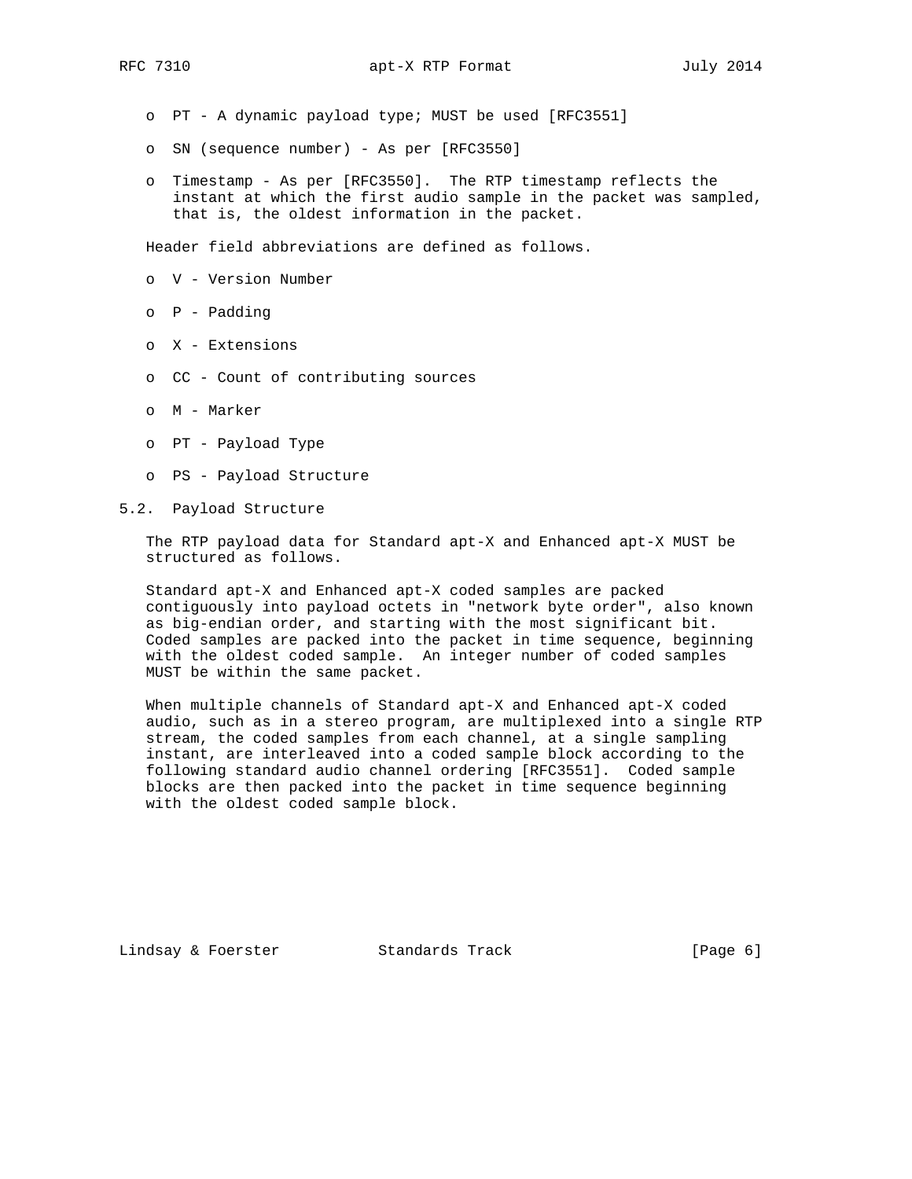- PT - A dynamic payload type; MUST be used [RFC3551]

- SN (sequence number) - As per [RFC3550]

- Timestamp - As per [RFC3550]. The RTP timestamp reflects the instant at which the first audio sample in the packet was sampled, that is, the oldest information in the packet.

Header field abbreviations are defined as follows.

- V - Version Number

- P - Padding

- X - Extensions

- CC - Count of contributing sources

- M - Marker

- PT - Payload Type

- PS - Payload Structure

### 5.2. Payload Structure

The RTP payload data for Standard apt-X and Enhanced apt-X MUST be structured as follows.

Standard apt-X and Enhanced apt-X coded samples are packed contiguously into payload octets in "network byte order", also known as big-endian order, and starting with the most significant bit. Coded samples are packed into the packet in time sequence, beginning with the oldest coded sample. An integer number of coded samples MUST be within the same packet.

When multiple channels of Standard apt-X and Enhanced apt-X coded audio, such as in a stereo program, are multiplexed into a single RTP stream, the coded samples from each channel, at a single sampling instant, are interleaved into a coded sample block according to the following standard audio channel ordering [RFC3551]. Coded sample blocks are then packed into the packet in time sequence beginning with the oldest coded sample block.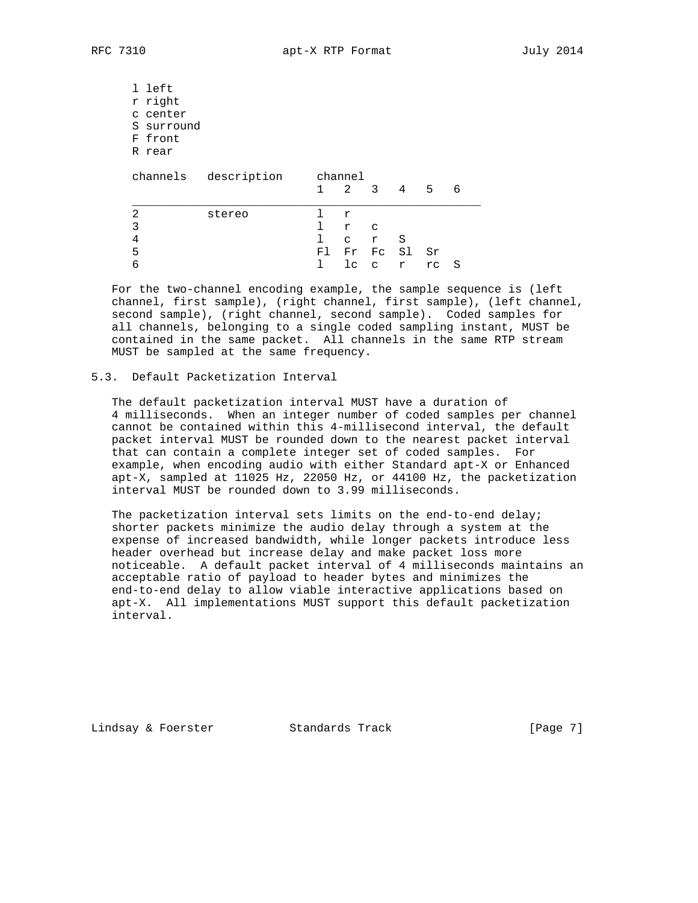l left
r right
c center
S surround
F front
R rear

| channels | description | channel 1 | 2 | 3 | 4 | 5 | 6 |
|---|---|---|---|---|---|---|---|
| 2 | stereo | l | r | | | | |
| 3 | | l | r | c | | | |
| 4 | | l | c | r | S | | |
| 5 | | Fl | Fr | Fc | Sl | Sr | |
| 6 | | l | lc | c | r | rc | S |

For the two-channel encoding example, the sample sequence is (left channel, first sample), (right channel, first sample), (left channel, second sample), (right channel, second sample). Coded samples for all channels, belonging to a single coded sampling instant, MUST be contained in the same packet. All channels in the same RTP stream MUST be sampled at the same frequency.

### 5.3. Default Packetization Interval

The default packetization interval MUST have a duration of 4 milliseconds. When an integer number of coded samples per channel cannot be contained within this 4-millisecond interval, the default packet interval MUST be rounded down to the nearest packet interval that can contain a complete integer set of coded samples. For example, when encoding audio with either Standard apt-X or Enhanced apt-X, sampled at 11025 Hz, 22050 Hz, or 44100 Hz, the packetization interval MUST be rounded down to 3.99 milliseconds.

The packetization interval sets limits on the end-to-end delay; shorter packets minimize the audio delay through a system at the expense of increased bandwidth, while longer packets introduce less header overhead but increase delay and make packet loss more noticeable. A default packet interval of 4 milliseconds maintains an acceptable ratio of payload to header bytes and minimizes the end-to-end delay to allow viable interactive applications based on apt-X. All implementations MUST support this default packetization interval.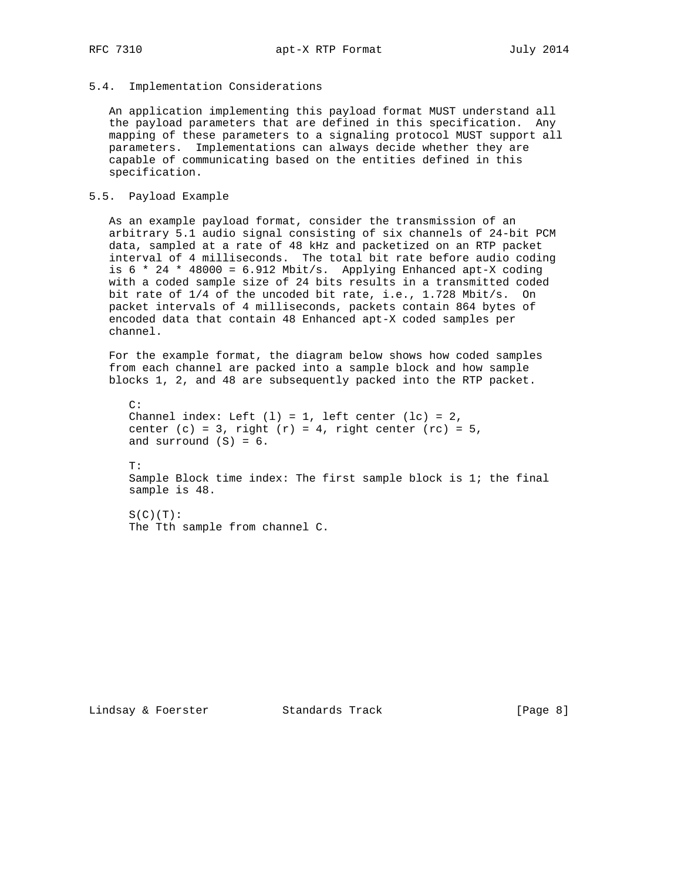### 5.4. Implementation Considerations

An application implementing this payload format MUST understand all the payload parameters that are defined in this specification. Any mapping of these parameters to a signaling protocol MUST support all parameters. Implementations can always decide whether they are capable of communicating based on the entities defined in this specification.

### 5.5. Payload Example

As an example payload format, consider the transmission of an arbitrary 5.1 audio signal consisting of six channels of 24-bit PCM data, sampled at a rate of 48 kHz and packetized on an RTP packet interval of 4 milliseconds. The total bit rate before audio coding is 6 * 24 * 48000 = 6.912 Mbit/s. Applying Enhanced apt-X coding with a coded sample size of 24 bits results in a transmitted coded bit rate of 1/4 of the uncoded bit rate, i.e., 1.728 Mbit/s. On packet intervals of 4 milliseconds, packets contain 864 bytes of encoded data that contain 48 Enhanced apt-X coded samples per channel.

For the example format, the diagram below shows how coded samples from each channel are packed into a sample block and how sample blocks 1, 2, and 48 are subsequently packed into the RTP packet.

C:
Channel index: Left (l) = 1, left center (lc) = 2, center (c) = 3, right (r) = 4, right center (rc) = 5, and surround (S) = 6.

T:
Sample Block time index: The first sample block is 1; the final sample is 48.

S(C)(T):
The Tth sample from channel C.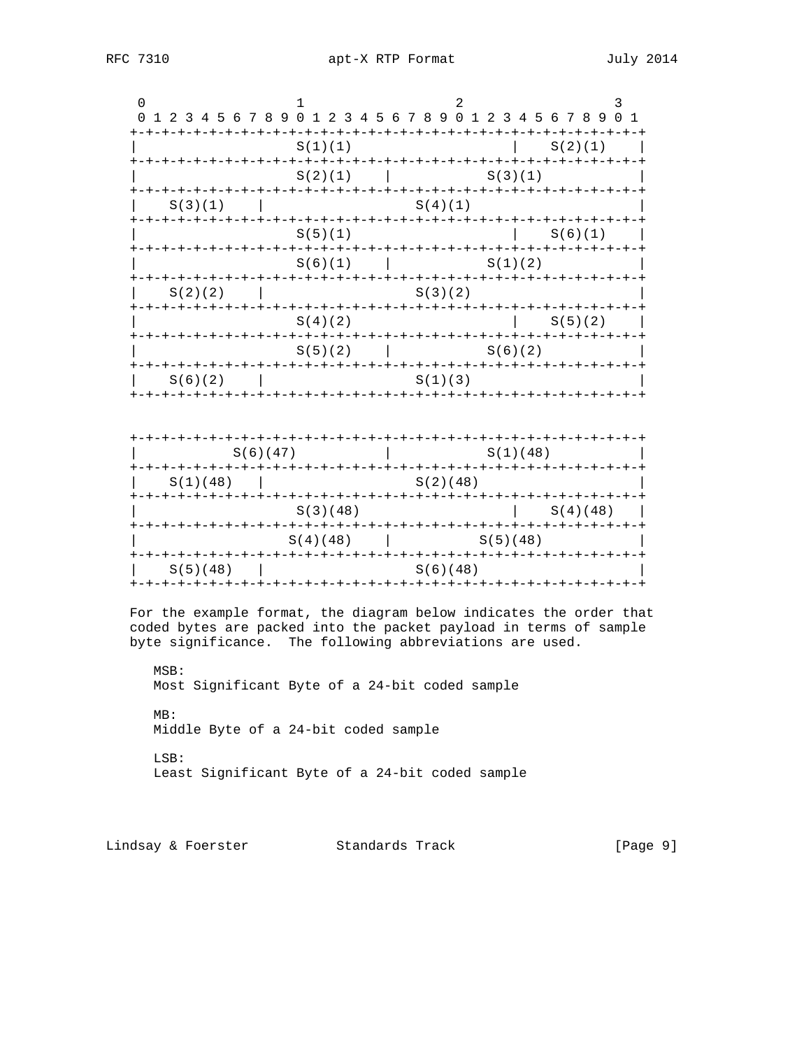```
     0                   1                   2                   3
     0 1 2 3 4 5 6 7 8 9 0 1 2 3 4 5 6 7 8 9 0 1 2 3 4 5 6 7 8 9 0 1
    +-+-+-+-+-+-+-+-+-+-+-+-+-+-+-+-+-+-+-+-+-+-+-+-+-+-+-+-+-+-+-+-+
    |                   S(1)(1)                     |    S(2)(1)    |
    +-+-+-+-+-+-+-+-+-+-+-+-+-+-+-+-+-+-+-+-+-+-+-+-+-+-+-+-+-+-+-+-+
    |                   S(2)(1)    |           S(3)(1)              |
    +-+-+-+-+-+-+-+-+-+-+-+-+-+-+-+-+-+-+-+-+-+-+-+-+-+-+-+-+-+-+-+-+
    |    S(3)(1)    |                  S(4)(1)                      |
    +-+-+-+-+-+-+-+-+-+-+-+-+-+-+-+-+-+-+-+-+-+-+-+-+-+-+-+-+-+-+-+-+
    |                   S(5)(1)                     |    S(6)(1)    |
    +-+-+-+-+-+-+-+-+-+-+-+-+-+-+-+-+-+-+-+-+-+-+-+-+-+-+-+-+-+-+-+-+
    |                   S(6)(1)    |           S(1)(2)              |
    +-+-+-+-+-+-+-+-+-+-+-+-+-+-+-+-+-+-+-+-+-+-+-+-+-+-+-+-+-+-+-+-+
    |    S(2)(2)    |                  S(3)(2)                      |
    +-+-+-+-+-+-+-+-+-+-+-+-+-+-+-+-+-+-+-+-+-+-+-+-+-+-+-+-+-+-+-+-+
    |                   S(4)(2)                     |    S(5)(2)    |
    +-+-+-+-+-+-+-+-+-+-+-+-+-+-+-+-+-+-+-+-+-+-+-+-+-+-+-+-+-+-+-+-+
    |                   S(5)(2)    |           S(6)(2)              |
    +-+-+-+-+-+-+-+-+-+-+-+-+-+-+-+-+-+-+-+-+-+-+-+-+-+-+-+-+-+-+-+-+
    |    S(6)(2)    |                  S(1)(3)                      |
    +-+-+-+-+-+-+-+-+-+-+-+-+-+-+-+-+-+-+-+-+-+-+-+-+-+-+-+-+-+-+-+-+


    +-+-+-+-+-+-+-+-+-+-+-+-+-+-+-+-+-+-+-+-+-+-+-+-+-+-+-+-+-+-+-+-+
    |            S(6)(47)          |           S(1)(48)             |
    +-+-+-+-+-+-+-+-+-+-+-+-+-+-+-+-+-+-+-+-+-+-+-+-+-+-+-+-+-+-+-+-+
    |    S(1)(48)   |                  S(2)(48)                     |
    +-+-+-+-+-+-+-+-+-+-+-+-+-+-+-+-+-+-+-+-+-+-+-+-+-+-+-+-+-+-+-+-+
    |                   S(3)(48)                    |    S(4)(48)   |
    +-+-+-+-+-+-+-+-+-+-+-+-+-+-+-+-+-+-+-+-+-+-+-+-+-+-+-+-+-+-+-+-+
    |                  S(4)(48)    |          S(5)(48)              |
    +-+-+-+-+-+-+-+-+-+-+-+-+-+-+-+-+-+-+-+-+-+-+-+-+-+-+-+-+-+-+-+-+
    |    S(5)(48)   |                  S(6)(48)                     |
    +-+-+-+-+-+-+-+-+-+-+-+-+-+-+-+-+-+-+-+-+-+-+-+-+-+-+-+-+-+-+-+-+
```

For the example format, the diagram below indicates the order that coded bytes are packed into the packet payload in terms of sample byte significance. The following abbreviations are used.

MSB:
Most Significant Byte of a 24-bit coded sample

MB:
Middle Byte of a 24-bit coded sample

LSB:
Least Significant Byte of a 24-bit coded sample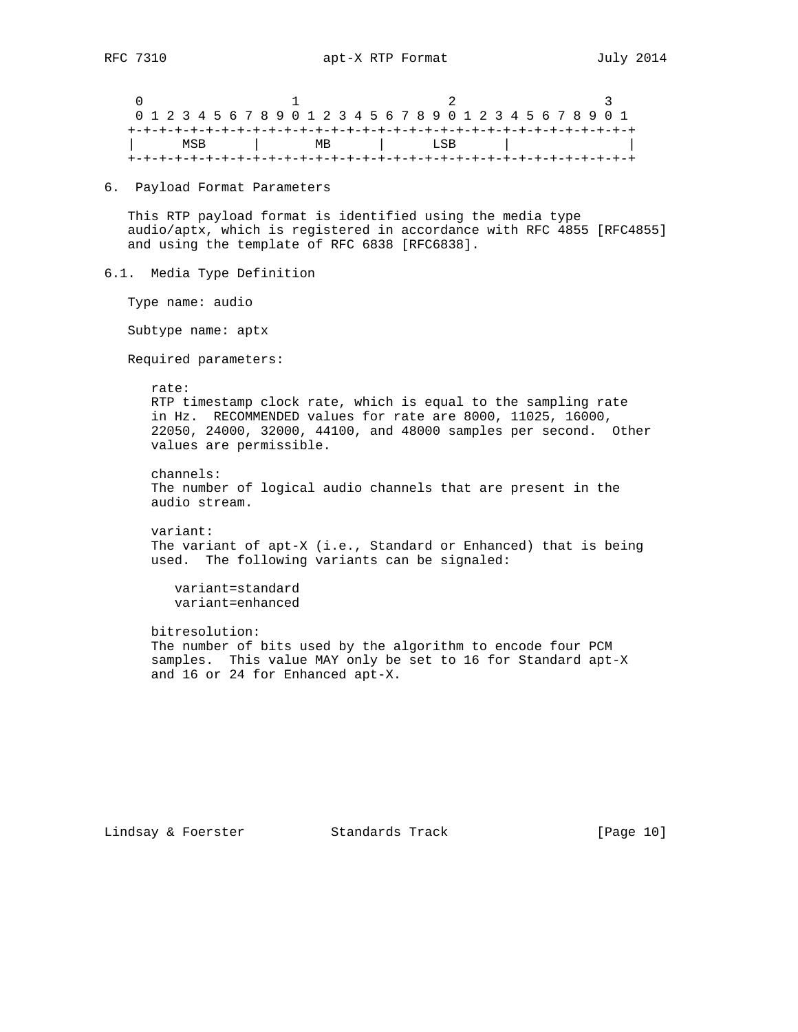```
    0                   1                   2                   3
    0 1 2 3 4 5 6 7 8 9 0 1 2 3 4 5 6 7 8 9 0 1 2 3 4 5 6 7 8 9 0 1
   +-+-+-+-+-+-+-+-+-+-+-+-+-+-+-+-+-+-+-+-+-+-+-+-+-+-+-+-+-+-+-+-+
   |      MSB      |       MB      |      LSB      |               |
   +-+-+-+-+-+-+-+-+-+-+-+-+-+-+-+-+-+-+-+-+-+-+-+-+-+-+-+-+-+-+-+-+
```

## 6. Payload Format Parameters

This RTP payload format is identified using the media type audio/aptx, which is registered in accordance with RFC 4855 [RFC4855] and using the template of RFC 6838 [RFC6838].

### 6.1. Media Type Definition

Type name: audio

Subtype name: aptx

Required parameters:

rate:
RTP timestamp clock rate, which is equal to the sampling rate in Hz. RECOMMENDED values for rate are 8000, 11025, 16000, 22050, 24000, 32000, 44100, and 48000 samples per second. Other values are permissible.

channels:
The number of logical audio channels that are present in the audio stream.

variant:
The variant of apt-X (i.e., Standard or Enhanced) that is being used. The following variants can be signaled:

variant=standard
variant=enhanced

bitresolution:
The number of bits used by the algorithm to encode four PCM samples. This value MAY only be set to 16 for Standard apt-X and 16 or 24 for Enhanced apt-X.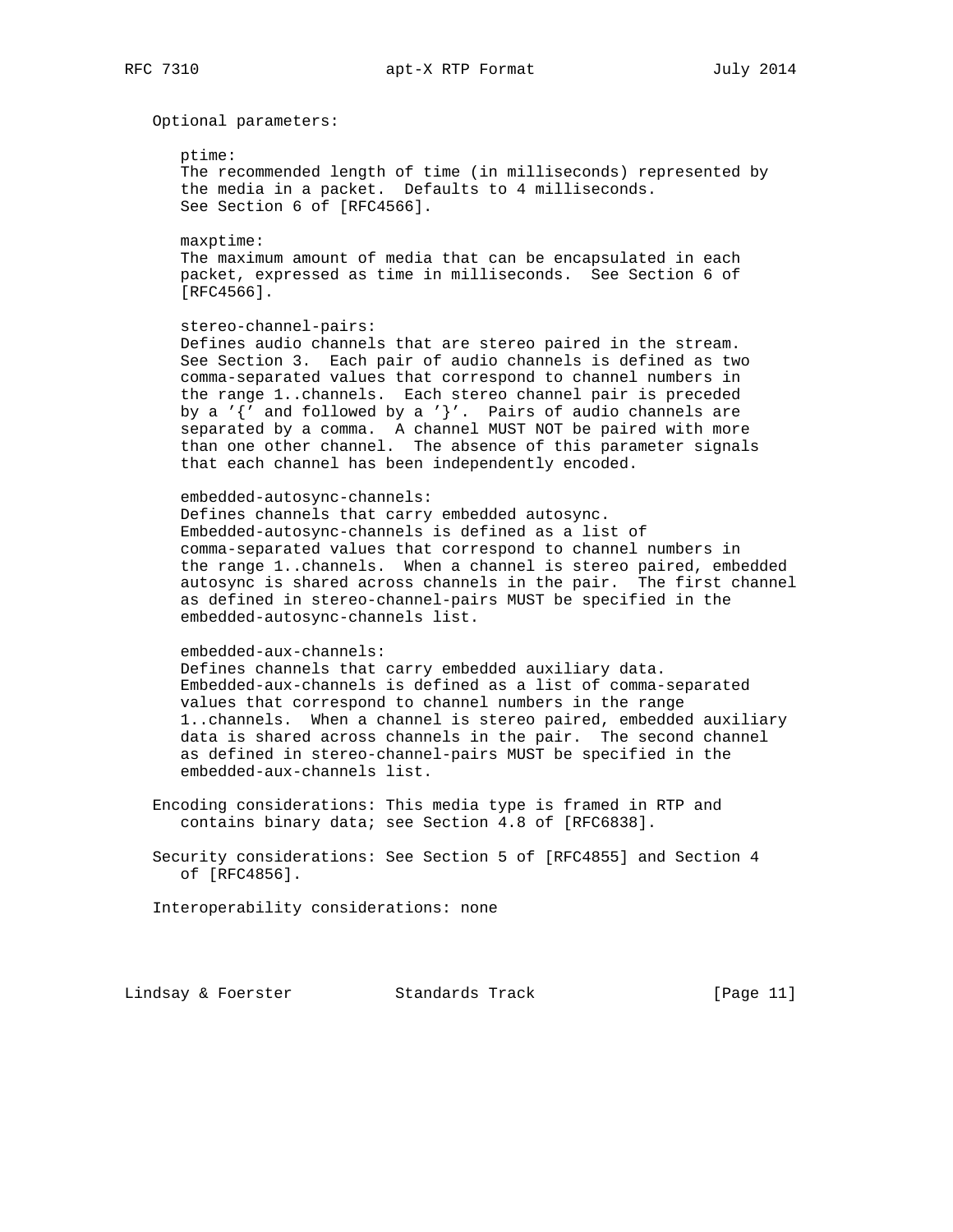Optional parameters:

ptime:
The recommended length of time (in milliseconds) represented by the media in a packet. Defaults to 4 milliseconds. See Section 6 of [RFC4566].

maxptime:
The maximum amount of media that can be encapsulated in each packet, expressed as time in milliseconds. See Section 6 of [RFC4566].

stereo-channel-pairs:
Defines audio channels that are stereo paired in the stream. See Section 3. Each pair of audio channels is defined as two comma-separated values that correspond to channel numbers in the range 1..channels. Each stereo channel pair is preceded by a '{' and followed by a '}'. Pairs of audio channels are separated by a comma. A channel MUST NOT be paired with more than one other channel. The absence of this parameter signals that each channel has been independently encoded.

embedded-autosync-channels:
Defines channels that carry embedded autosync. Embedded-autosync-channels is defined as a list of comma-separated values that correspond to channel numbers in the range 1..channels. When a channel is stereo paired, embedded autosync is shared across channels in the pair. The first channel as defined in stereo-channel-pairs MUST be specified in the embedded-autosync-channels list.

embedded-aux-channels:
Defines channels that carry embedded auxiliary data. Embedded-aux-channels is defined as a list of comma-separated values that correspond to channel numbers in the range 1..channels. When a channel is stereo paired, embedded auxiliary data is shared across channels in the pair. The second channel as defined in stereo-channel-pairs MUST be specified in the embedded-aux-channels list.

Encoding considerations: This media type is framed in RTP and contains binary data; see Section 4.8 of [RFC6838].

Security considerations: See Section 5 of [RFC4855] and Section 4 of [RFC4856].

Interoperability considerations: none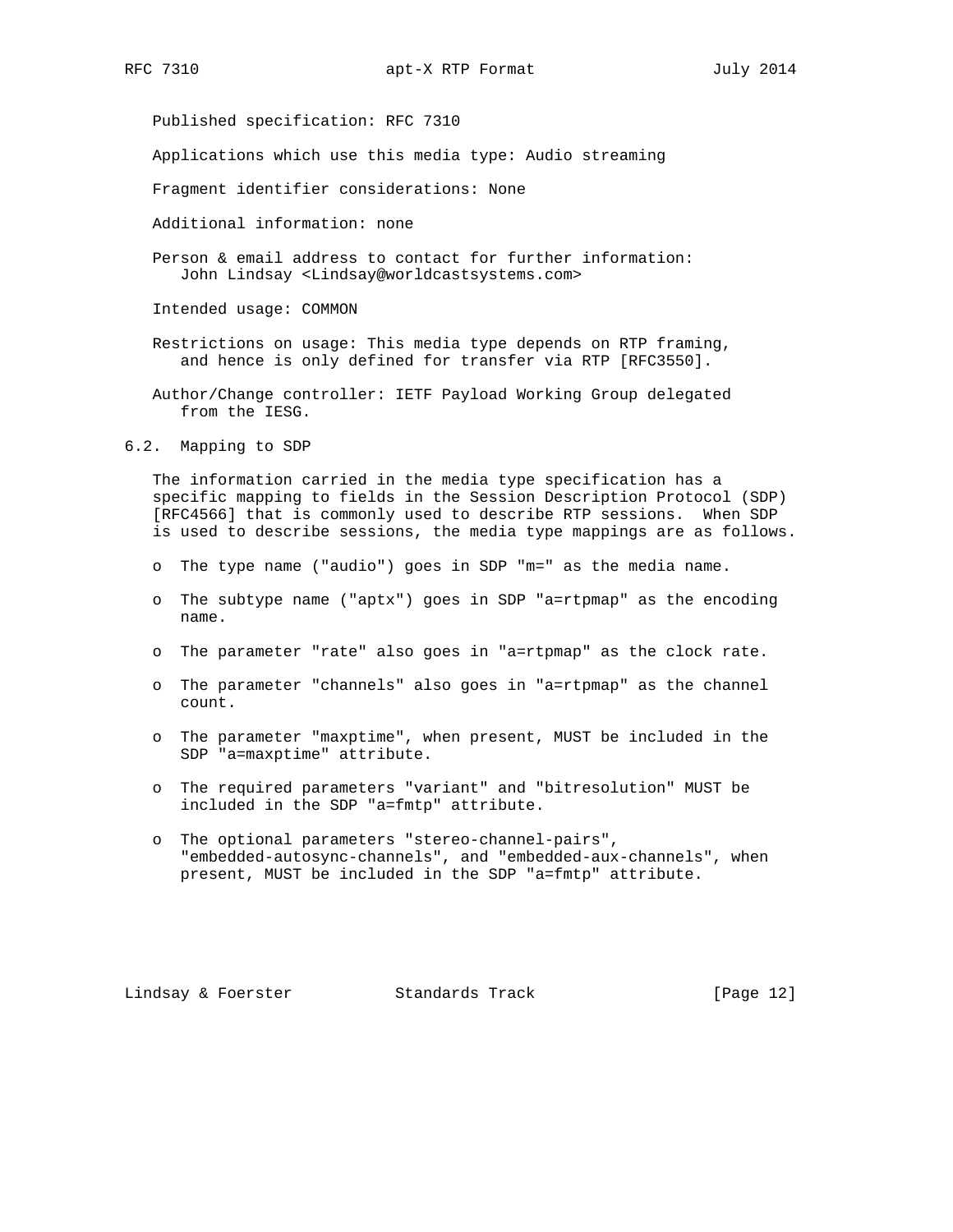Published specification: RFC 7310

Applications which use this media type: Audio streaming

Fragment identifier considerations: None

Additional information: none

Person & email address to contact for further information:
John Lindsay <Lindsay@worldcastsystems.com>

Intended usage: COMMON

Restrictions on usage: This media type depends on RTP framing, and hence is only defined for transfer via RTP [RFC3550].

Author/Change controller: IETF Payload Working Group delegated from the IESG.

### 6.2. Mapping to SDP

The information carried in the media type specification has a specific mapping to fields in the Session Description Protocol (SDP) [RFC4566] that is commonly used to describe RTP sessions. When SDP is used to describe sessions, the media type mappings are as follows.

- The type name ("audio") goes in SDP "m=" as the media name.
- The subtype name ("aptx") goes in SDP "a=rtpmap" as the encoding name.
- The parameter "rate" also goes in "a=rtpmap" as the clock rate.
- The parameter "channels" also goes in "a=rtpmap" as the channel count.
- The parameter "maxptime", when present, MUST be included in the SDP "a=maxptime" attribute.
- The required parameters "variant" and "bitresolution" MUST be included in the SDP "a=fmtp" attribute.
- The optional parameters "stereo-channel-pairs", "embedded-autosync-channels", and "embedded-aux-channels", when present, MUST be included in the SDP "a=fmtp" attribute.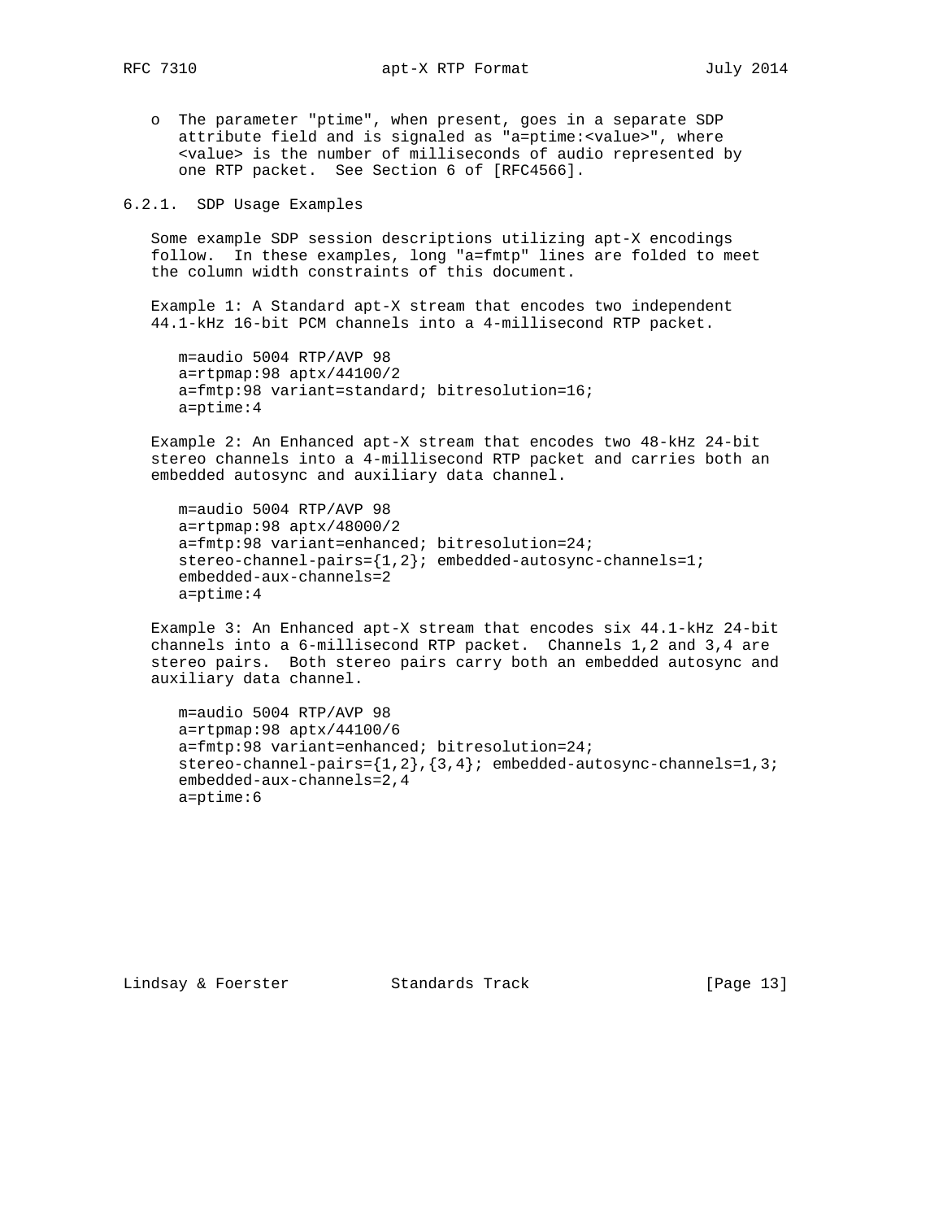- The parameter "ptime", when present, goes in a separate SDP attribute field and is signaled as "a=ptime:<value>", where <value> is the number of milliseconds of audio represented by one RTP packet. See Section 6 of [RFC4566].

#### 6.2.1. SDP Usage Examples

Some example SDP session descriptions utilizing apt-X encodings follow. In these examples, long "a=fmtp" lines are folded to meet the column width constraints of this document.

Example 1: A Standard apt-X stream that encodes two independent 44.1-kHz 16-bit PCM channels into a 4-millisecond RTP packet.

```
m=audio 5004 RTP/AVP 98
a=rtpmap:98 aptx/44100/2
a=fmtp:98 variant=standard; bitresolution=16;
a=ptime:4
```

Example 2: An Enhanced apt-X stream that encodes two 48-kHz 24-bit stereo channels into a 4-millisecond RTP packet and carries both an embedded autosync and auxiliary data channel.

```
m=audio 5004 RTP/AVP 98
a=rtpmap:98 aptx/48000/2
a=fmtp:98 variant=enhanced; bitresolution=24;
stereo-channel-pairs={1,2}; embedded-autosync-channels=1;
embedded-aux-channels=2
a=ptime:4
```

Example 3: An Enhanced apt-X stream that encodes six 44.1-kHz 24-bit channels into a 6-millisecond RTP packet. Channels 1,2 and 3,4 are stereo pairs. Both stereo pairs carry both an embedded autosync and auxiliary data channel.

```
m=audio 5004 RTP/AVP 98
a=rtpmap:98 aptx/44100/6
a=fmtp:98 variant=enhanced; bitresolution=24;
stereo-channel-pairs={1,2},{3,4}; embedded-autosync-channels=1,3;
embedded-aux-channels=2,4
a=ptime:6
```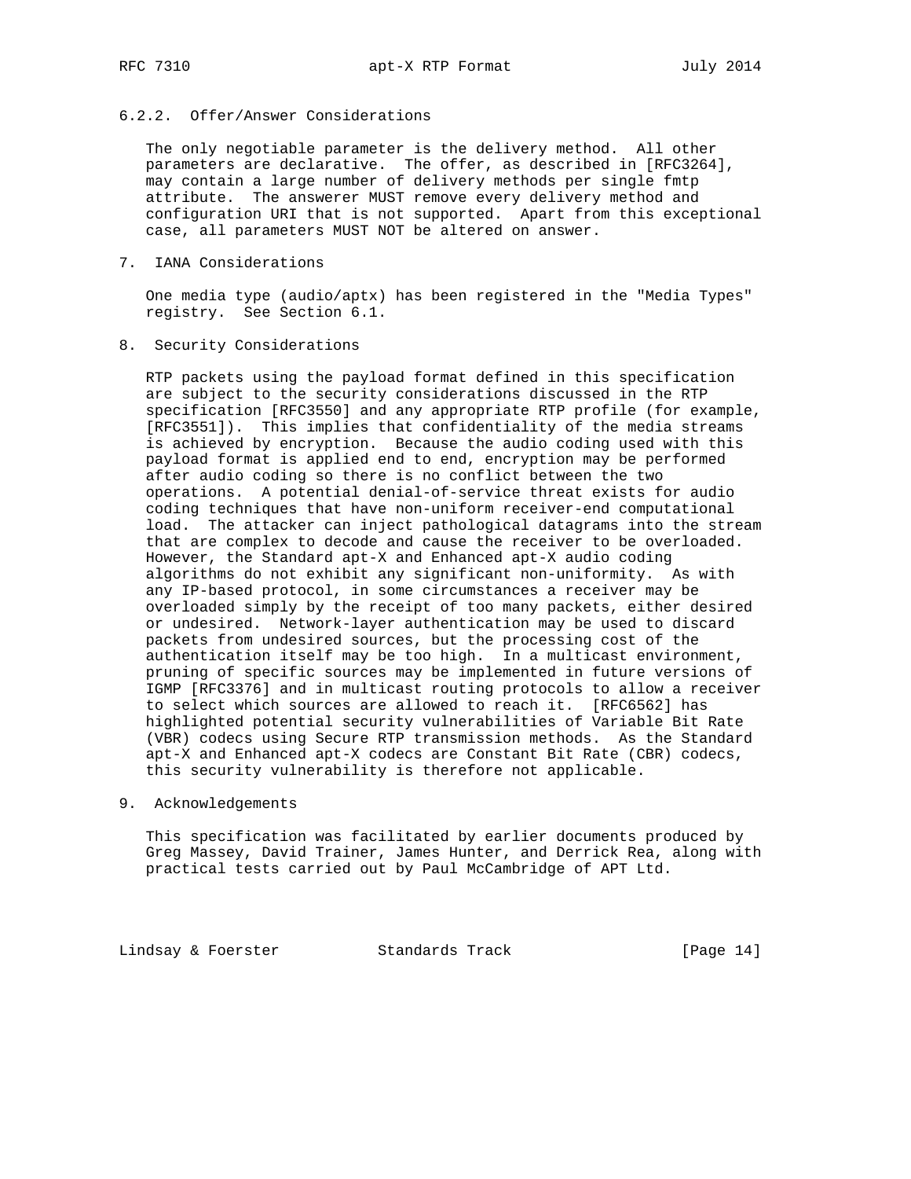### 6.2.2. Offer/Answer Considerations

The only negotiable parameter is the delivery method. All other parameters are declarative. The offer, as described in [RFC3264], may contain a large number of delivery methods per single fmtp attribute. The answerer MUST remove every delivery method and configuration URI that is not supported. Apart from this exceptional case, all parameters MUST NOT be altered on answer.

## 7. IANA Considerations

One media type (audio/aptx) has been registered in the "Media Types" registry. See Section 6.1.

## 8. Security Considerations

RTP packets using the payload format defined in this specification are subject to the security considerations discussed in the RTP specification [RFC3550] and any appropriate RTP profile (for example, [RFC3551]). This implies that confidentiality of the media streams is achieved by encryption. Because the audio coding used with this payload format is applied end to end, encryption may be performed after audio coding so there is no conflict between the two operations. A potential denial-of-service threat exists for audio coding techniques that have non-uniform receiver-end computational load. The attacker can inject pathological datagrams into the stream that are complex to decode and cause the receiver to be overloaded. However, the Standard apt-X and Enhanced apt-X audio coding algorithms do not exhibit any significant non-uniformity. As with any IP-based protocol, in some circumstances a receiver may be overloaded simply by the receipt of too many packets, either desired or undesired. Network-layer authentication may be used to discard packets from undesired sources, but the processing cost of the authentication itself may be too high. In a multicast environment, pruning of specific sources may be implemented in future versions of IGMP [RFC3376] and in multicast routing protocols to allow a receiver to select which sources are allowed to reach it. [RFC6562] has highlighted potential security vulnerabilities of Variable Bit Rate (VBR) codecs using Secure RTP transmission methods. As the Standard apt-X and Enhanced apt-X codecs are Constant Bit Rate (CBR) codecs, this security vulnerability is therefore not applicable.

## 9. Acknowledgements

This specification was facilitated by earlier documents produced by Greg Massey, David Trainer, James Hunter, and Derrick Rea, along with practical tests carried out by Paul McCambridge of APT Ltd.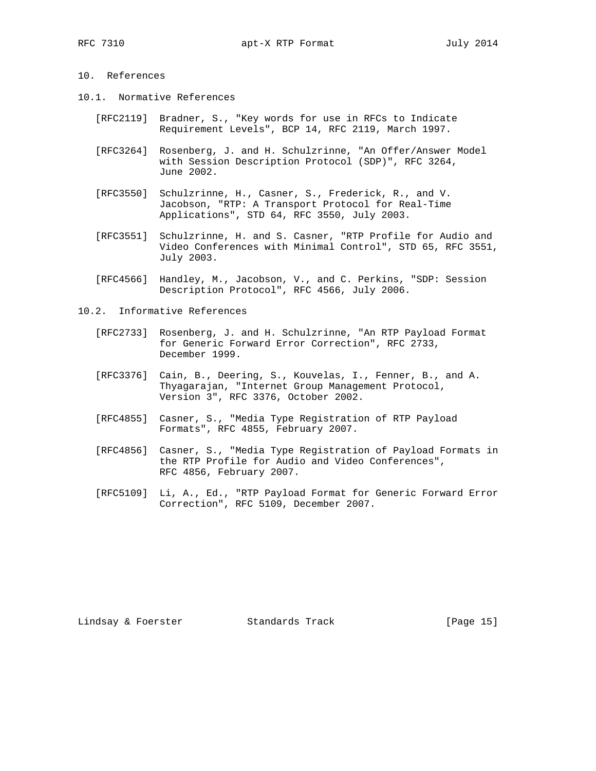## 10. References

### 10.1. Normative References

[RFC2119] Bradner, S., "Key words for use in RFCs to Indicate Requirement Levels", BCP 14, RFC 2119, March 1997.

[RFC3264] Rosenberg, J. and H. Schulzrinne, "An Offer/Answer Model with Session Description Protocol (SDP)", RFC 3264, June 2002.

[RFC3550] Schulzrinne, H., Casner, S., Frederick, R., and V. Jacobson, "RTP: A Transport Protocol for Real-Time Applications", STD 64, RFC 3550, July 2003.

[RFC3551] Schulzrinne, H. and S. Casner, "RTP Profile for Audio and Video Conferences with Minimal Control", STD 65, RFC 3551, July 2003.

[RFC4566] Handley, M., Jacobson, V., and C. Perkins, "SDP: Session Description Protocol", RFC 4566, July 2006.

### 10.2. Informative References

[RFC2733] Rosenberg, J. and H. Schulzrinne, "An RTP Payload Format for Generic Forward Error Correction", RFC 2733, December 1999.

[RFC3376] Cain, B., Deering, S., Kouvelas, I., Fenner, B., and A. Thyagarajan, "Internet Group Management Protocol, Version 3", RFC 3376, October 2002.

[RFC4855] Casner, S., "Media Type Registration of RTP Payload Formats", RFC 4855, February 2007.

[RFC4856] Casner, S., "Media Type Registration of Payload Formats in the RTP Profile for Audio and Video Conferences", RFC 4856, February 2007.

[RFC5109] Li, A., Ed., "RTP Payload Format for Generic Forward Error Correction", RFC 5109, December 2007.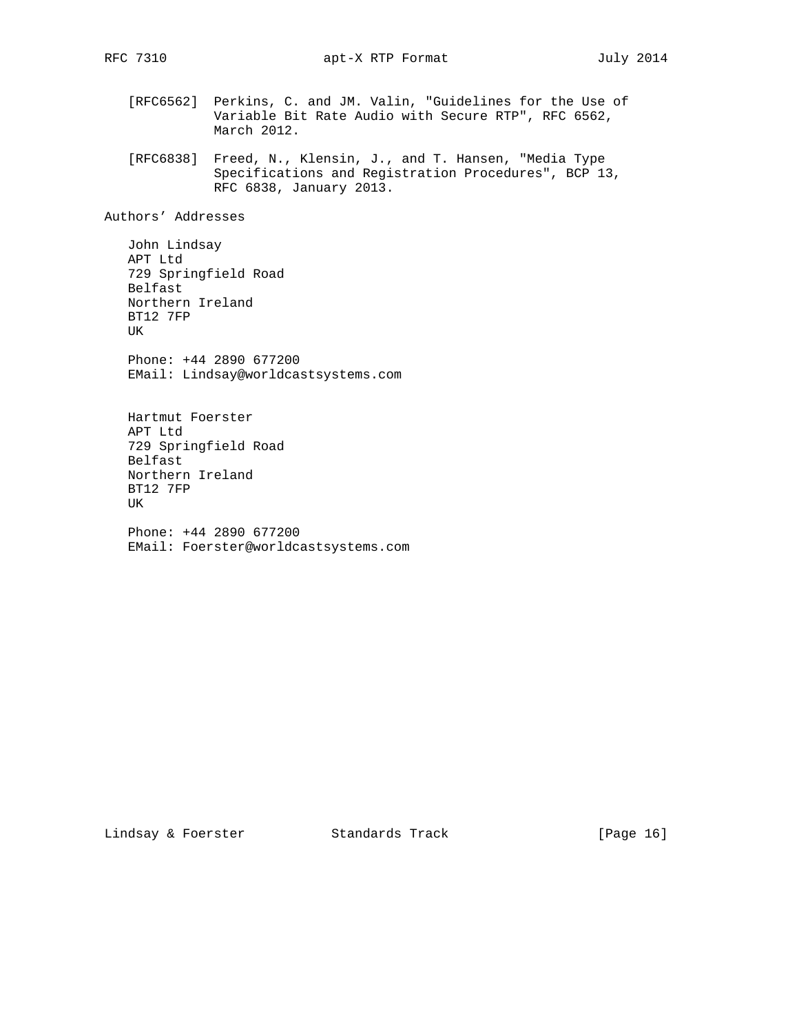[RFC6562] Perkins, C. and JM. Valin, "Guidelines for the Use of Variable Bit Rate Audio with Secure RTP", RFC 6562, March 2012.

[RFC6838] Freed, N., Klensin, J., and T. Hansen, "Media Type Specifications and Registration Procedures", BCP 13, RFC 6838, January 2013.

## Authors' Addresses

John Lindsay
APT Ltd
729 Springfield Road
Belfast
Northern Ireland
BT12 7FP
UK

Phone: +44 2890 677200
EMail: Lindsay@worldcastsystems.com

Hartmut Foerster
APT Ltd
729 Springfield Road
Belfast
Northern Ireland
BT12 7FP
UK

Phone: +44 2890 677200
EMail: Foerster@worldcastsystems.com